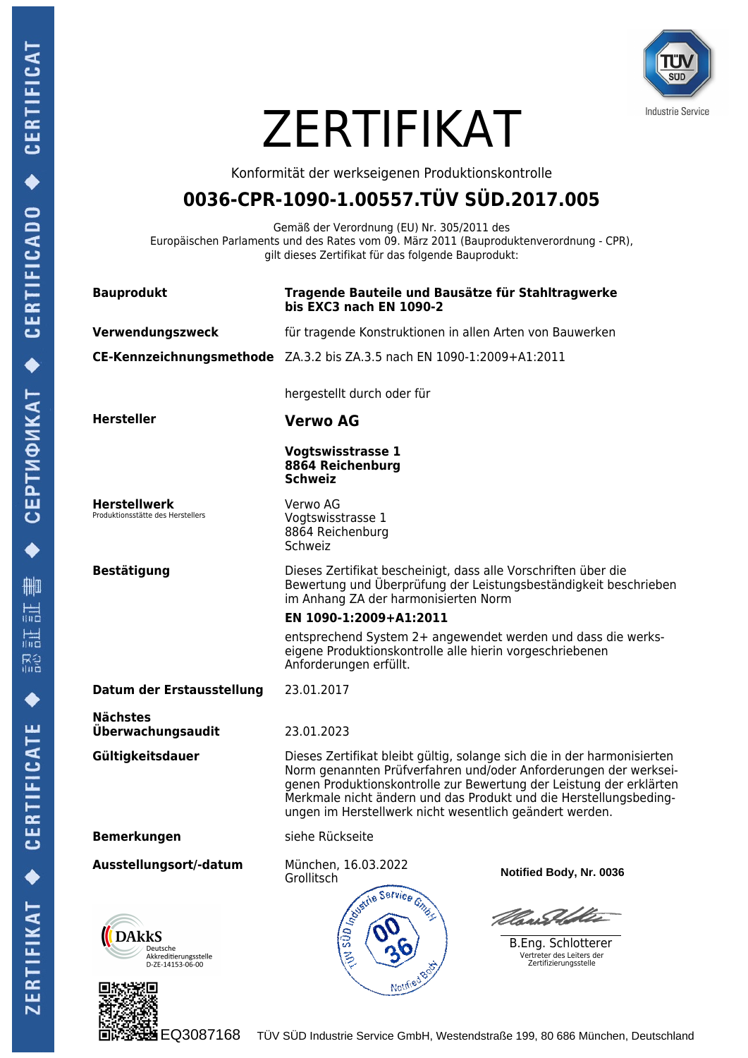# ZERTIFIKAT

Konformität der werkseigenen Produktionskontrolle

## 0036-CPR-1090-1.00557.TÜV SÜD.2017.005

Gemäß der Verordnung (EU) Nr. 305/2011 des Europäischen Parlaments und des Rates vom 09. März 2011 (Bauproduktenverordnung - CPR), gilt dieses Zertifikat für das folgende Bauprodukt:

**Bauprodukt**
**Tragende Bauteile und Bausätze für Stahltragwerke bis EXC3 nach EN 1090-2**

**Verwendungszweck**
für tragende Konstruktionen in allen Arten von Bauwerken

**CE-Kennzeichnungsmethode**
ZA.3.2 bis ZA.3.5 nach EN 1090-1:2009+A1:2011

hergestellt durch oder für

**Hersteller**
**Verwo AG**

**Vogtswisstrasse 1**
**8864 Reichenburg**
**Schweiz**

**Herstellwerk**
Produktionsstätte des Herstellers

Verwo AG
Vogtswisstrasse 1
8864 Reichenburg
Schweiz

**Bestätigung**
Dieses Zertifikat bescheinigt, dass alle Vorschriften über die Bewertung und Überprüfung der Leistungsbeständigkeit beschrieben im Anhang ZA der harmonisierten Norm

**EN 1090-1:2009+A1:2011**

entsprechend System 2+ angewendet werden und dass die werkseigene Produktionskontrolle alle hierin vorgeschriebenen Anforderungen erfüllt.

**Datum der Erstausstellung**
23.01.2017

**Nächstes Überwachungsaudit**
23.01.2023

**Gültigkeitsdauer**
Dieses Zertifikat bleibt gültig, solange sich die in der harmonisierten Norm genannten Prüfverfahren und/oder Anforderungen der werkseigenen Produktionskontrolle zur Bewertung der Leistung der erklärten Merkmale nicht ändern und das Produkt und die Herstellungsbedingungen im Herstellwerk nicht wesentlich geändert werden.

**Bemerkungen**
siehe Rückseite

**Ausstellungsort/-datum**
München, 16.03.2022
Grollitsch

**Notified Body, Nr. 0036**

B.Eng. Schlotterer
Vertreter des Leiters der Zertifizierungsstelle

DAkkS Deutsche Akkreditierungsstelle D-ZE-14153-06-00

EQ3087168

TÜV SÜD Industrie Service GmbH, Westendstraße 199, 80 686 München, Deutschland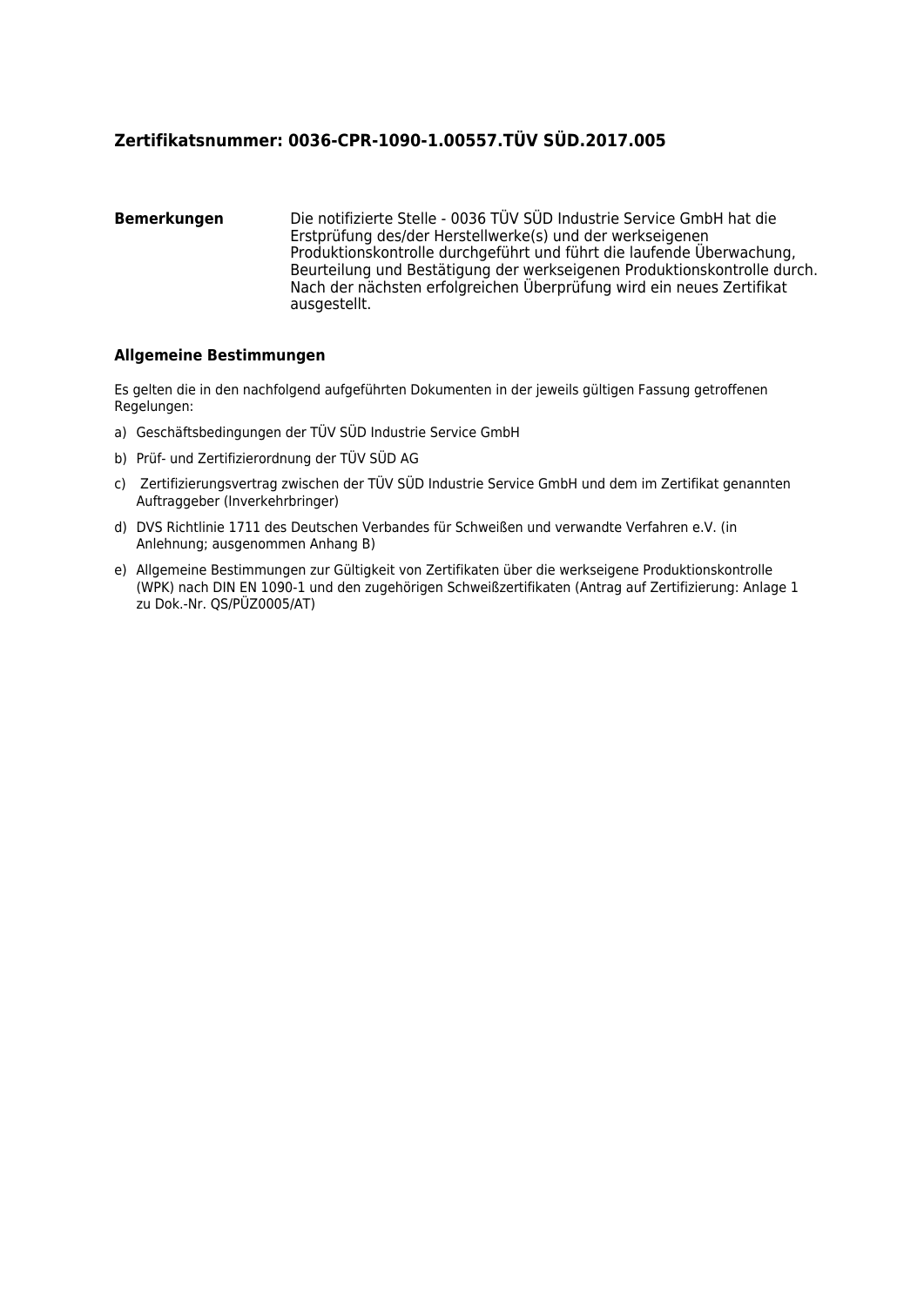## Zertifikatsnummer: 0036-CPR-1090-1.00557.TÜV SÜD.2017.005

**Bemerkungen**

Die notifizierte Stelle - 0036 TÜV SÜD Industrie Service GmbH hat die Erstprüfung des/der Herstellwerke(s) und der werkseigenen Produktionskontrolle durchgeführt und führt die laufende Überwachung, Beurteilung und Bestätigung der werkseigenen Produktionskontrolle durch. Nach der nächsten erfolgreichen Überprüfung wird ein neues Zertifikat ausgestellt.

### Allgemeine Bestimmungen

Es gelten die in den nachfolgend aufgeführten Dokumenten in der jeweils gültigen Fassung getroffenen Regelungen:

a) Geschäftsbedingungen der TÜV SÜD Industrie Service GmbH

b) Prüf- und Zertifizierordnung der TÜV SÜD AG

c) Zertifizierungsvertrag zwischen der TÜV SÜD Industrie Service GmbH und dem im Zertifikat genannten Auftraggeber (Inverkehrbringer)

d) DVS Richtlinie 1711 des Deutschen Verbandes für Schweißen und verwandte Verfahren e.V. (in Anlehnung; ausgenommen Anhang B)

e) Allgemeine Bestimmungen zur Gültigkeit von Zertifikaten über die werkseigene Produktionskontrolle (WPK) nach DIN EN 1090-1 und den zugehörigen Schweißzertifikaten (Antrag auf Zertifizierung: Anlage 1 zu Dok.-Nr. QS/PÜZ0005/AT)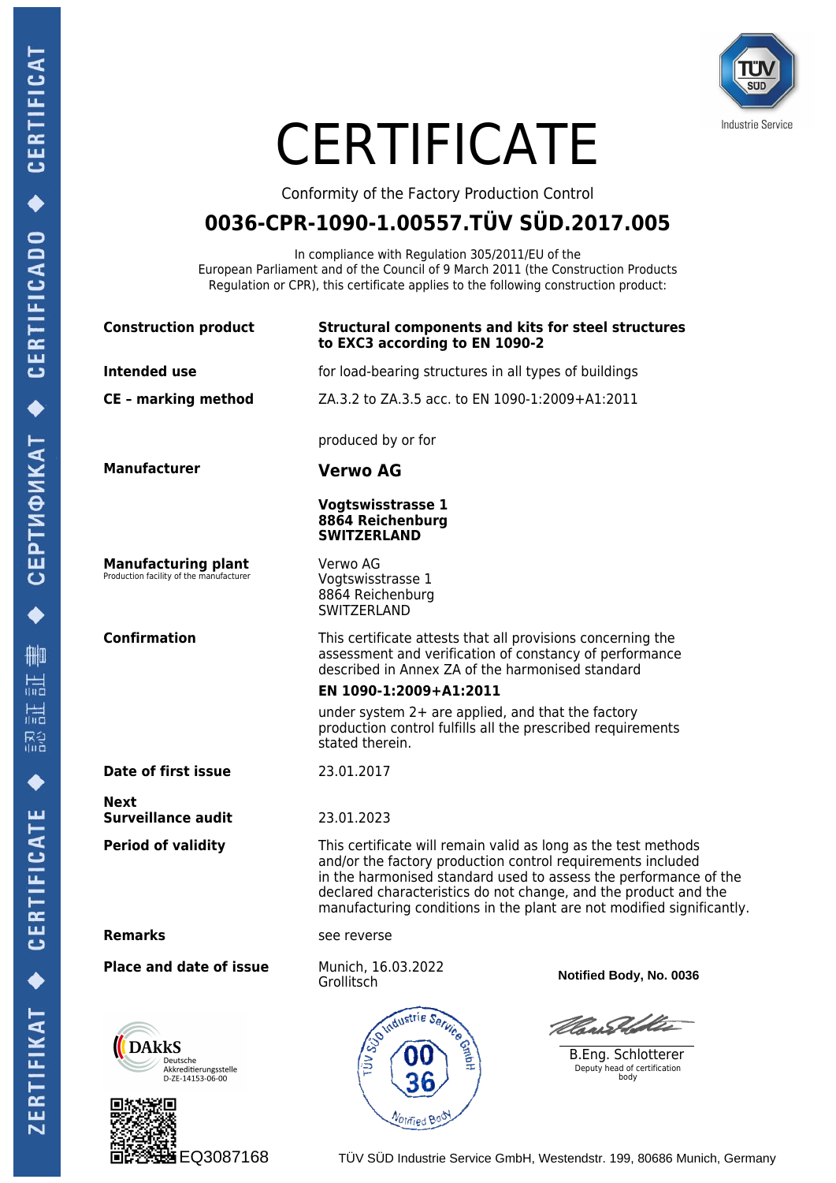# CERTIFICATE

Conformity of the Factory Production Control

## 0036-CPR-1090-1.00557.TÜV SÜD.2017.005

In compliance with Regulation 305/2011/EU of the European Parliament and of the Council of 9 March 2011 (the Construction Products Regulation or CPR), this certificate applies to the following construction product:

**Construction product** — **Structural components and kits for steel structures to EXC3 according to EN 1090-2**

**Intended use** — for load-bearing structures in all types of buildings

**CE – marking method** — ZA.3.2 to ZA.3.5 acc. to EN 1090-1:2009+A1:2011

produced by or for

**Manufacturer** — **Verwo AG**

**Vogtswisstrasse 1**
**8864 Reichenburg**
**SWITZERLAND**

**Manufacturing plant**
Production facility of the manufacturer

Verwo AG
Vogtswisstrasse 1
8864 Reichenburg
SWITZERLAND

**Confirmation** — This certificate attests that all provisions concerning the assessment and verification of constancy of performance described in Annex ZA of the harmonised standard

**EN 1090-1:2009+A1:2011**

under system 2+ are applied, and that the factory production control fulfills all the prescribed requirements stated therein.

**Date of first issue** — 23.01.2017

**Next Surveillance audit** — 23.01.2023

**Period of validity** — This certificate will remain valid as long as the test methods and/or the factory production control requirements included in the harmonised standard used to assess the performance of the declared characteristics do not change, and the product and the manufacturing conditions in the plant are not modified significantly.

**Remarks** — see reverse

**Place and date of issue** — Munich, 16.03.2022
Grollitsch

**Notified Body, No. 0036**

B.Eng. Schlotterer
Deputy head of certification body

DAkkS Deutsche Akkreditierungsstelle D-ZE-14153-06-00

EQ3087168

TÜV SÜD Industrie Service GmbH, Westendstr. 199, 80686 Munich, Germany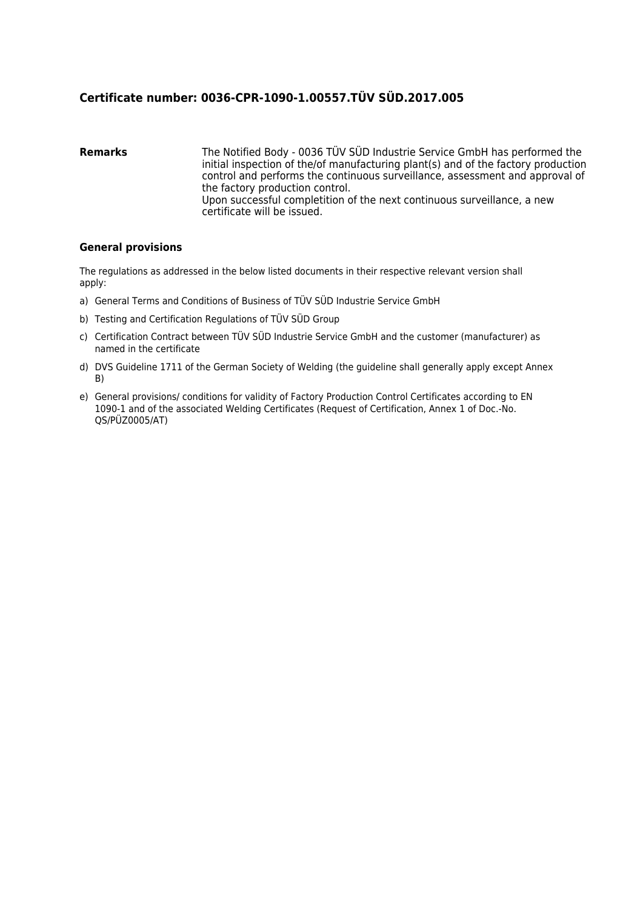**Certificate number: 0036-CPR-1090-1.00557.TÜV SÜD.2017.005**

| | |
|---|---|
| **Remarks** | The Notified Body - 0036 TÜV SÜD Industrie Service GmbH has performed the initial inspection of the/of manufacturing plant(s) and of the factory production control and performs the continuous surveillance, assessment and approval of the factory production control. Upon successful completition of the next continuous surveillance, a new certificate will be issued. |

**General provisions**

The regulations as addressed in the below listed documents in their respective relevant version shall apply:

a) General Terms and Conditions of Business of TÜV SÜD Industrie Service GmbH

b) Testing and Certification Regulations of TÜV SÜD Group

c) Certification Contract between TÜV SÜD Industrie Service GmbH and the customer (manufacturer) as named in the certificate

d) DVS Guideline 1711 of the German Society of Welding (the guideline shall generally apply except Annex B)

e) General provisions/ conditions for validity of Factory Production Control Certificates according to EN 1090-1 and of the associated Welding Certificates (Request of Certification, Annex 1 of Doc.-No. QS/PÜZ0005/AT)